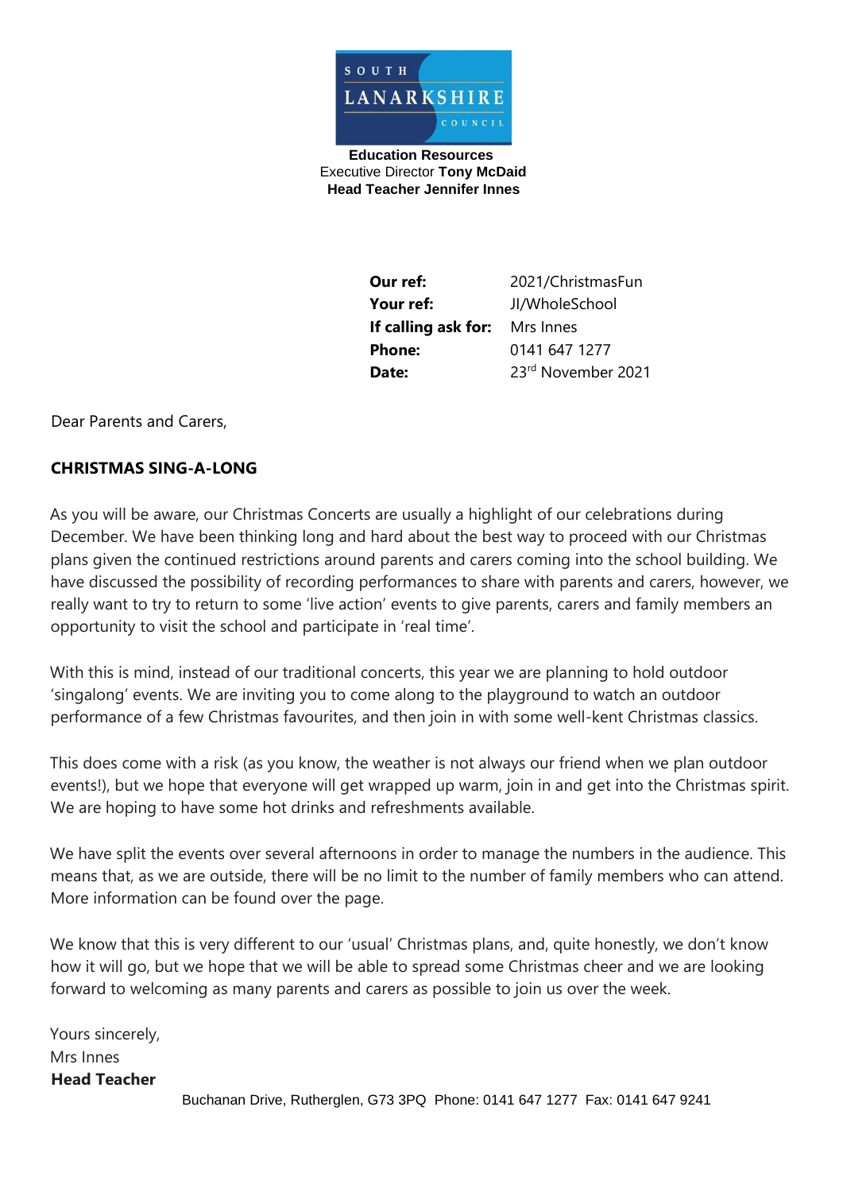SOUTH LANARKSHIRE COUNCIL

**Education Resources**
Executive Director **Tony McDaid**
**Head Teacher Jennifer Innes**

| | |
|---|---|
| **Our ref:** | 2021/ChristmasFun |
| **Your ref:** | JI/WholeSchool |
| **If calling ask for:** | Mrs Innes |
| **Phone:** | 0141 647 1277 |
| **Date:** | 23rd November 2021 |

Dear Parents and Carers,

**CHRISTMAS SING-A-LONG**

As you will be aware, our Christmas Concerts are usually a highlight of our celebrations during December. We have been thinking long and hard about the best way to proceed with our Christmas plans given the continued restrictions around parents and carers coming into the school building. We have discussed the possibility of recording performances to share with parents and carers, however, we really want to try to return to some 'live action' events to give parents, carers and family members an opportunity to visit the school and participate in 'real time'.

With this is mind, instead of our traditional concerts, this year we are planning to hold outdoor 'singalong' events. We are inviting you to come along to the playground to watch an outdoor performance of a few Christmas favourites, and then join in with some well-kent Christmas classics.

This does come with a risk (as you know, the weather is not always our friend when we plan outdoor events!), but we hope that everyone will get wrapped up warm, join in and get into the Christmas spirit. We are hoping to have some hot drinks and refreshments available.

We have split the events over several afternoons in order to manage the numbers in the audience. This means that, as we are outside, there will be no limit to the number of family members who can attend. More information can be found over the page.

We know that this is very different to our 'usual' Christmas plans, and, quite honestly, we don't know how it will go, but we hope that we will be able to spread some Christmas cheer and we are looking forward to welcoming as many parents and carers as possible to join us over the week.

Yours sincerely,
Mrs Innes
**Head Teacher**

Buchanan Drive, Rutherglen, G73 3PQ Phone: 0141 647 1277 Fax: 0141 647 9241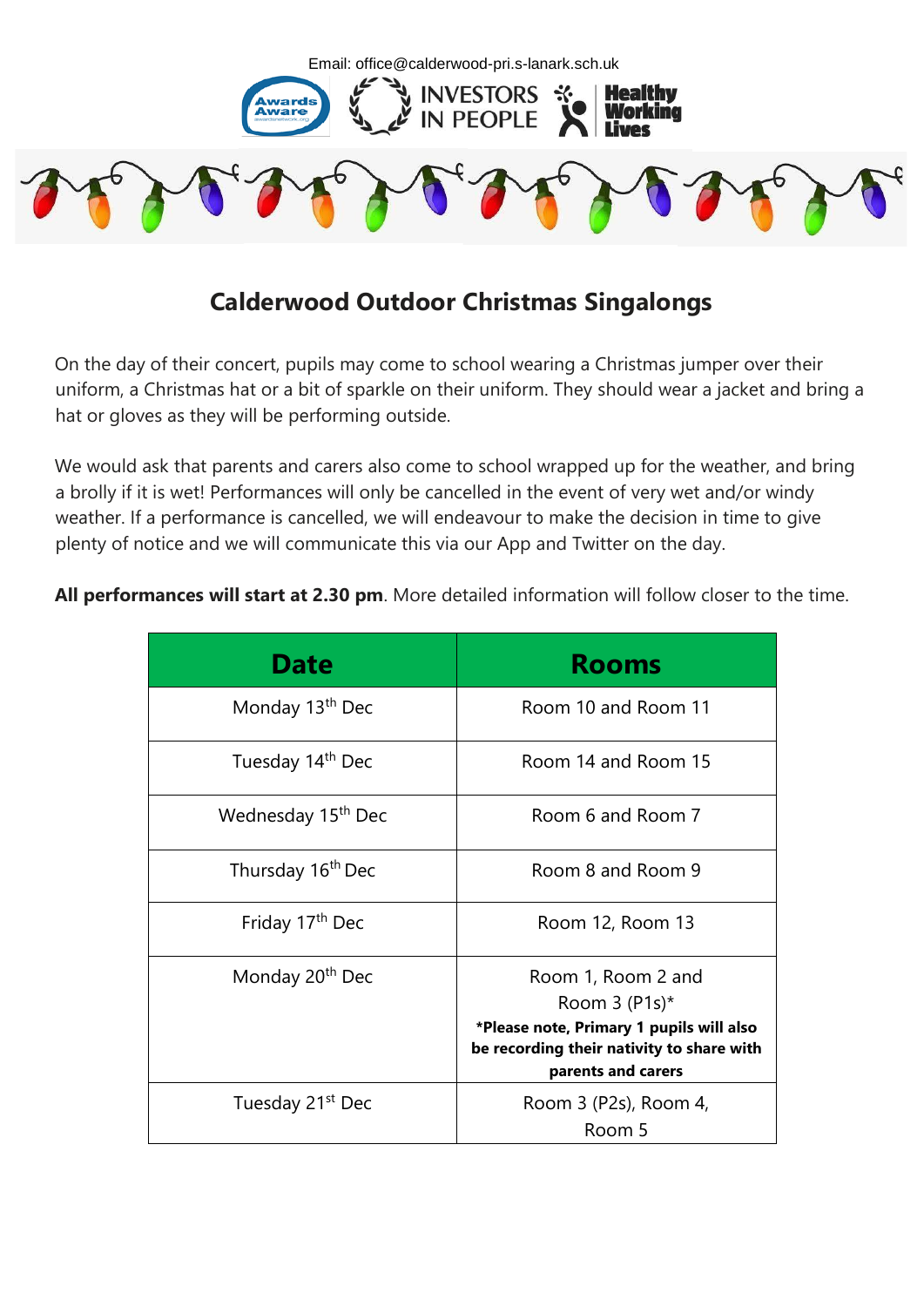Email: office@calderwood-pri.s-lanark.sch.uk

# Calderwood Outdoor Christmas Singalongs

On the day of their concert, pupils may come to school wearing a Christmas jumper over their uniform, a Christmas hat or a bit of sparkle on their uniform. They should wear a jacket and bring a hat or gloves as they will be performing outside.

We would ask that parents and carers also come to school wrapped up for the weather, and bring a brolly if it is wet! Performances will only be cancelled in the event of very wet and/or windy weather. If a performance is cancelled, we will endeavour to make the decision in time to give plenty of notice and we will communicate this via our App and Twitter on the day.

**All performances will start at 2.30 pm**. More detailed information will follow closer to the time.

| Date | Rooms |
| --- | --- |
| Monday 13th Dec | Room 10 and Room 11 |
| Tuesday 14th Dec | Room 14 and Room 15 |
| Wednesday 15th Dec | Room 6 and Room 7 |
| Thursday 16th Dec | Room 8 and Room 9 |
| Friday 17th Dec | Room 12, Room 13 |
| Monday 20th Dec | Room 1, Room 2 and Room 3 (P1s)* **\*Please note, Primary 1 pupils will also be recording their nativity to share with parents and carers** |
| Tuesday 21st Dec | Room 3 (P2s), Room 4, Room 5 |